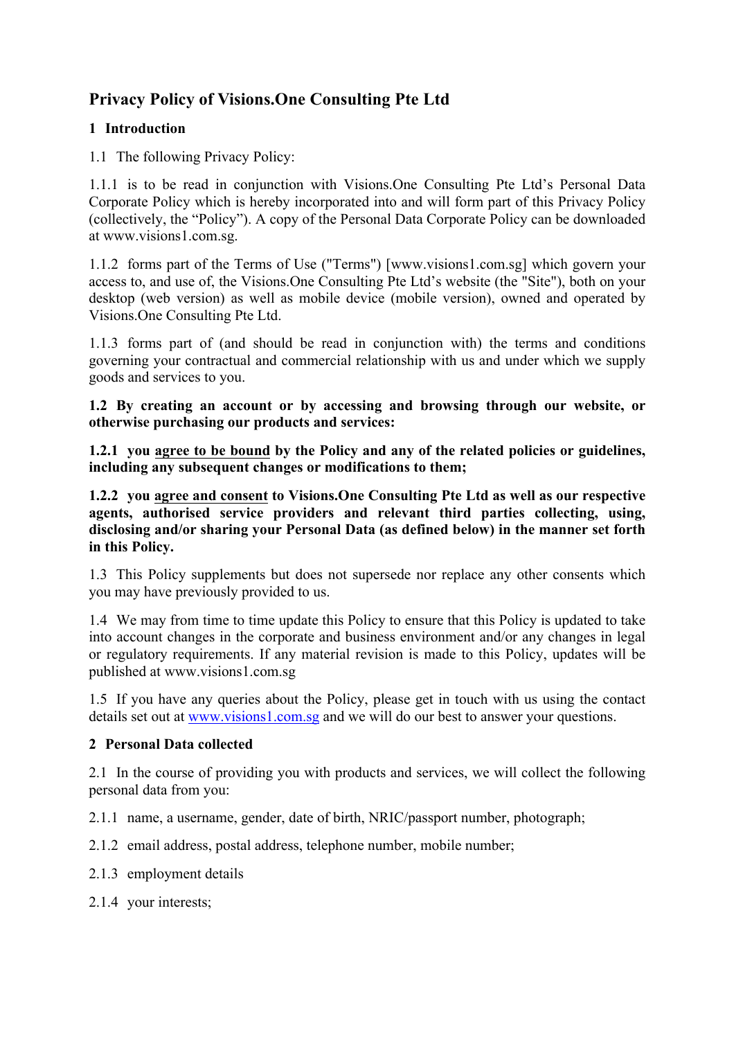# Privacy Policy of Visions.One Consulting Pte Ltd

## 1 Introduction

1.1 The following Privacy Policy:

1.1.1 is to be read in conjunction with Visions.One Consulting Pte Ltd's Personal Data Corporate Policy which is hereby incorporated into and will form part of this Privacy Policy (collectively, the "Policy"). A copy of the Personal Data Corporate Policy can be downloaded at www.visions1.com.sg.

1.1.2 forms part of the Terms of Use ("Terms") [www.visions1.com.sg] which govern your access to, and use of, the Visions.One Consulting Pte Ltd's website (the "Site"), both on your desktop (web version) as well as mobile device (mobile version), owned and operated by Visions.One Consulting Pte Ltd.

1.1.3 forms part of (and should be read in conjunction with) the terms and conditions governing your contractual and commercial relationship with us and under which we supply goods and services to you.

**1.2 By creating an account or by accessing and browsing through our website, or otherwise purchasing our products and services:**

**1.2.1 you agree to be bound by the Policy and any of the related policies or guidelines, including any subsequent changes or modifications to them;**

**1.2.2 you agree and consent to Visions.One Consulting Pte Ltd as well as our respective agents, authorised service providers and relevant third parties collecting, using, disclosing and/or sharing your Personal Data (as defined below) in the manner set forth in this Policy.**

1.3 This Policy supplements but does not supersede nor replace any other consents which you may have previously provided to us.

1.4 We may from time to time update this Policy to ensure that this Policy is updated to take into account changes in the corporate and business environment and/or any changes in legal or regulatory requirements. If any material revision is made to this Policy, updates will be published at www.visions1.com.sg

1.5 If you have any queries about the Policy, please get in touch with us using the contact details set out at www.visions1.com.sg and we will do our best to answer your questions.

## 2 Personal Data collected

2.1 In the course of providing you with products and services, we will collect the following personal data from you:

2.1.1 name, a username, gender, date of birth, NRIC/passport number, photograph;

2.1.2 email address, postal address, telephone number, mobile number;

2.1.3 employment details

2.1.4 your interests;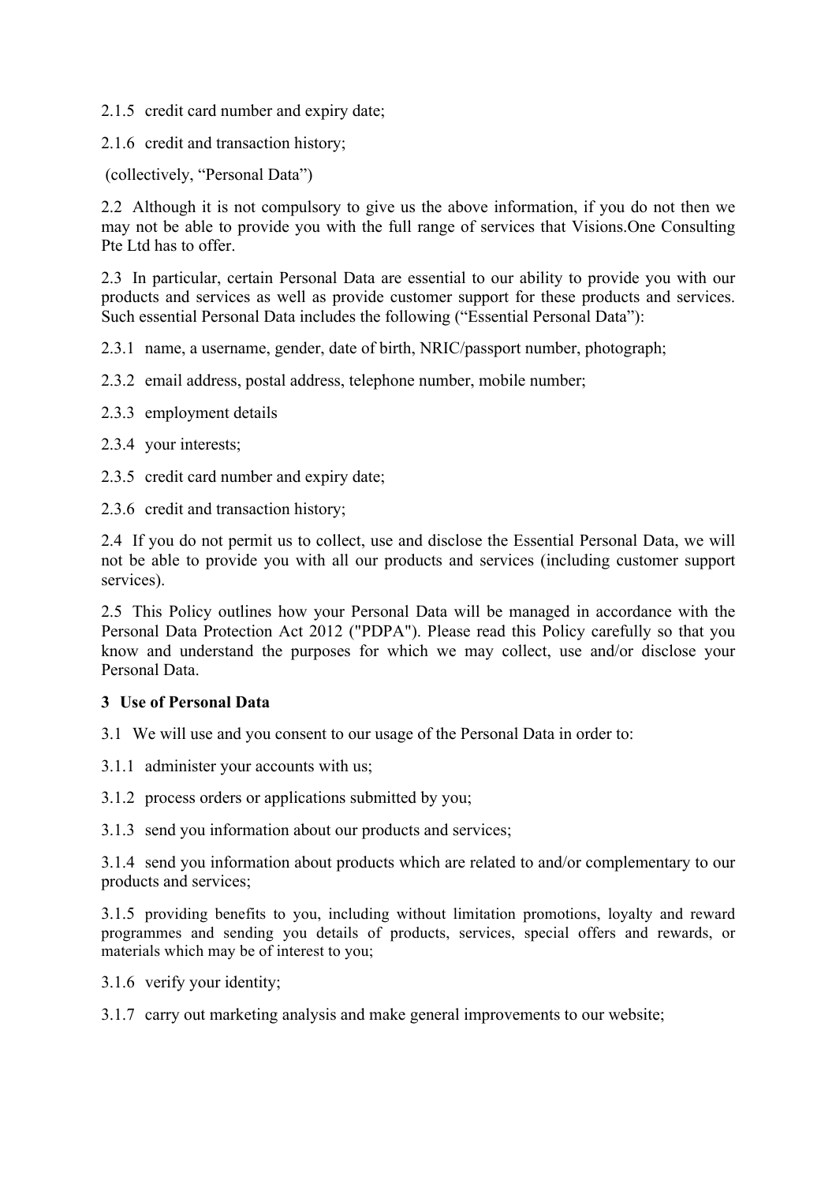2.1.5 credit card number and expiry date;

2.1.6 credit and transaction history;

(collectively, “Personal Data”)

2.2 Although it is not compulsory to give us the above information, if you do not then we may not be able to provide you with the full range of services that Visions.One Consulting Pte Ltd has to offer.

2.3 In particular, certain Personal Data are essential to our ability to provide you with our products and services as well as provide customer support for these products and services. Such essential Personal Data includes the following (“Essential Personal Data”):

2.3.1 name, a username, gender, date of birth, NRIC/passport number, photograph;

2.3.2 email address, postal address, telephone number, mobile number;

2.3.3 employment details

2.3.4 your interests;

2.3.5 credit card number and expiry date;

2.3.6 credit and transaction history;

2.4 If you do not permit us to collect, use and disclose the Essential Personal Data, we will not be able to provide you with all our products and services (including customer support services).

2.5 This Policy outlines how your Personal Data will be managed in accordance with the Personal Data Protection Act 2012 ("PDPA"). Please read this Policy carefully so that you know and understand the purposes for which we may collect, use and/or disclose your Personal Data.

**3 Use of Personal Data**

3.1 We will use and you consent to our usage of the Personal Data in order to:

3.1.1 administer your accounts with us;

3.1.2 process orders or applications submitted by you;

3.1.3 send you information about our products and services;

3.1.4 send you information about products which are related to and/or complementary to our products and services;

3.1.5 providing benefits to you, including without limitation promotions, loyalty and reward programmes and sending you details of products, services, special offers and rewards, or materials which may be of interest to you;

3.1.6 verify your identity;

3.1.7 carry out marketing analysis and make general improvements to our website;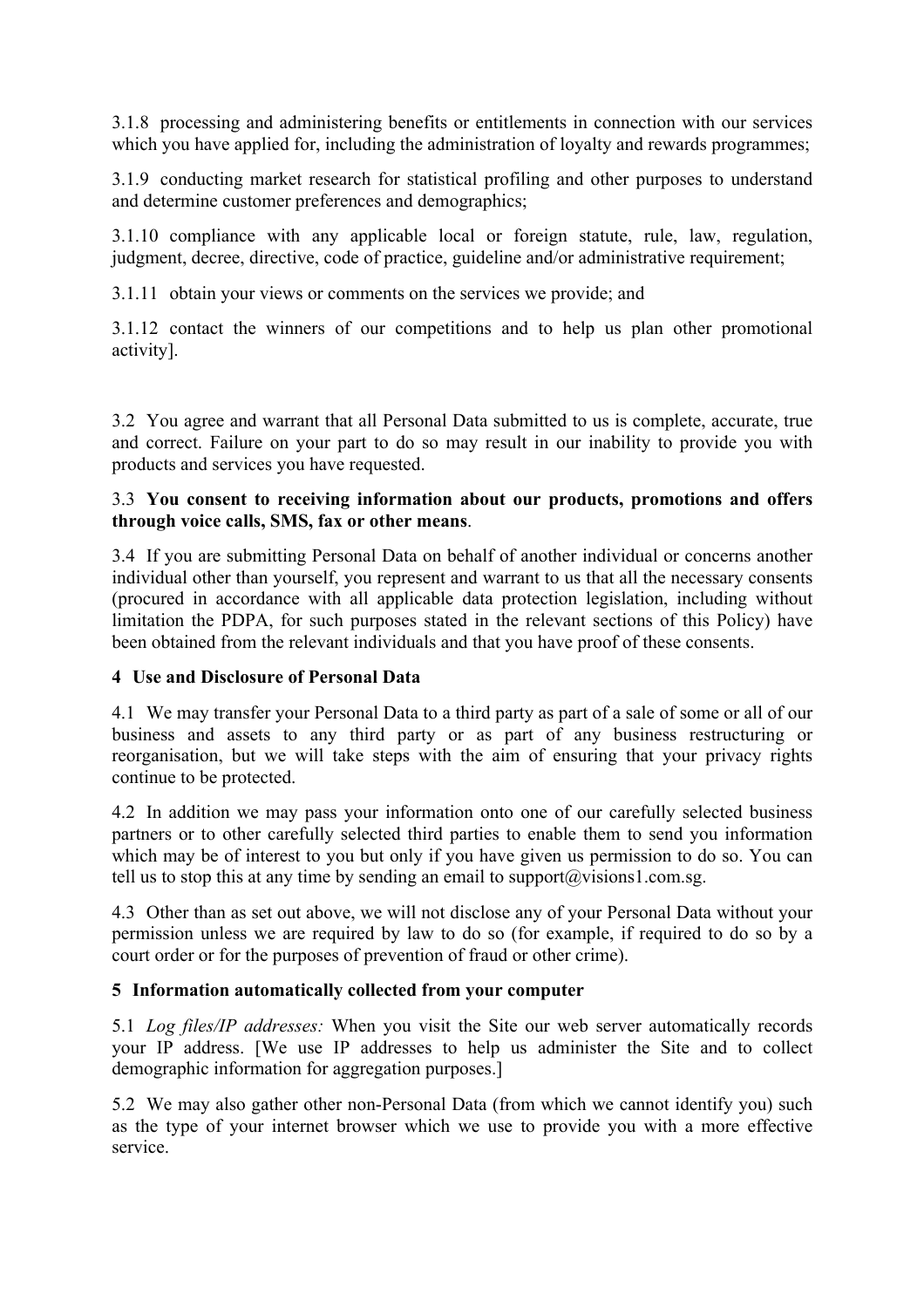3.1.8 processing and administering benefits or entitlements in connection with our services which you have applied for, including the administration of loyalty and rewards programmes;

3.1.9 conducting market research for statistical profiling and other purposes to understand and determine customer preferences and demographics;

3.1.10 compliance with any applicable local or foreign statute, rule, law, regulation, judgment, decree, directive, code of practice, guideline and/or administrative requirement;

3.1.11 obtain your views or comments on the services we provide; and

3.1.12 contact the winners of our competitions and to help us plan other promotional activity].

3.2 You agree and warrant that all Personal Data submitted to us is complete, accurate, true and correct. Failure on your part to do so may result in our inability to provide you with products and services you have requested.

3.3 **You consent to receiving information about our products, promotions and offers through voice calls, SMS, fax or other means**.

3.4 If you are submitting Personal Data on behalf of another individual or concerns another individual other than yourself, you represent and warrant to us that all the necessary consents (procured in accordance with all applicable data protection legislation, including without limitation the PDPA, for such purposes stated in the relevant sections of this Policy) have been obtained from the relevant individuals and that you have proof of these consents.

## 4 Use and Disclosure of Personal Data

4.1 We may transfer your Personal Data to a third party as part of a sale of some or all of our business and assets to any third party or as part of any business restructuring or reorganisation, but we will take steps with the aim of ensuring that your privacy rights continue to be protected.

4.2 In addition we may pass your information onto one of our carefully selected business partners or to other carefully selected third parties to enable them to send you information which may be of interest to you but only if you have given us permission to do so. You can tell us to stop this at any time by sending an email to support@visions1.com.sg.

4.3 Other than as set out above, we will not disclose any of your Personal Data without your permission unless we are required by law to do so (for example, if required to do so by a court order or for the purposes of prevention of fraud or other crime).

## 5 Information automatically collected from your computer

5.1 *Log files/IP addresses:* When you visit the Site our web server automatically records your IP address. [We use IP addresses to help us administer the Site and to collect demographic information for aggregation purposes.]

5.2 We may also gather other non-Personal Data (from which we cannot identify you) such as the type of your internet browser which we use to provide you with a more effective service.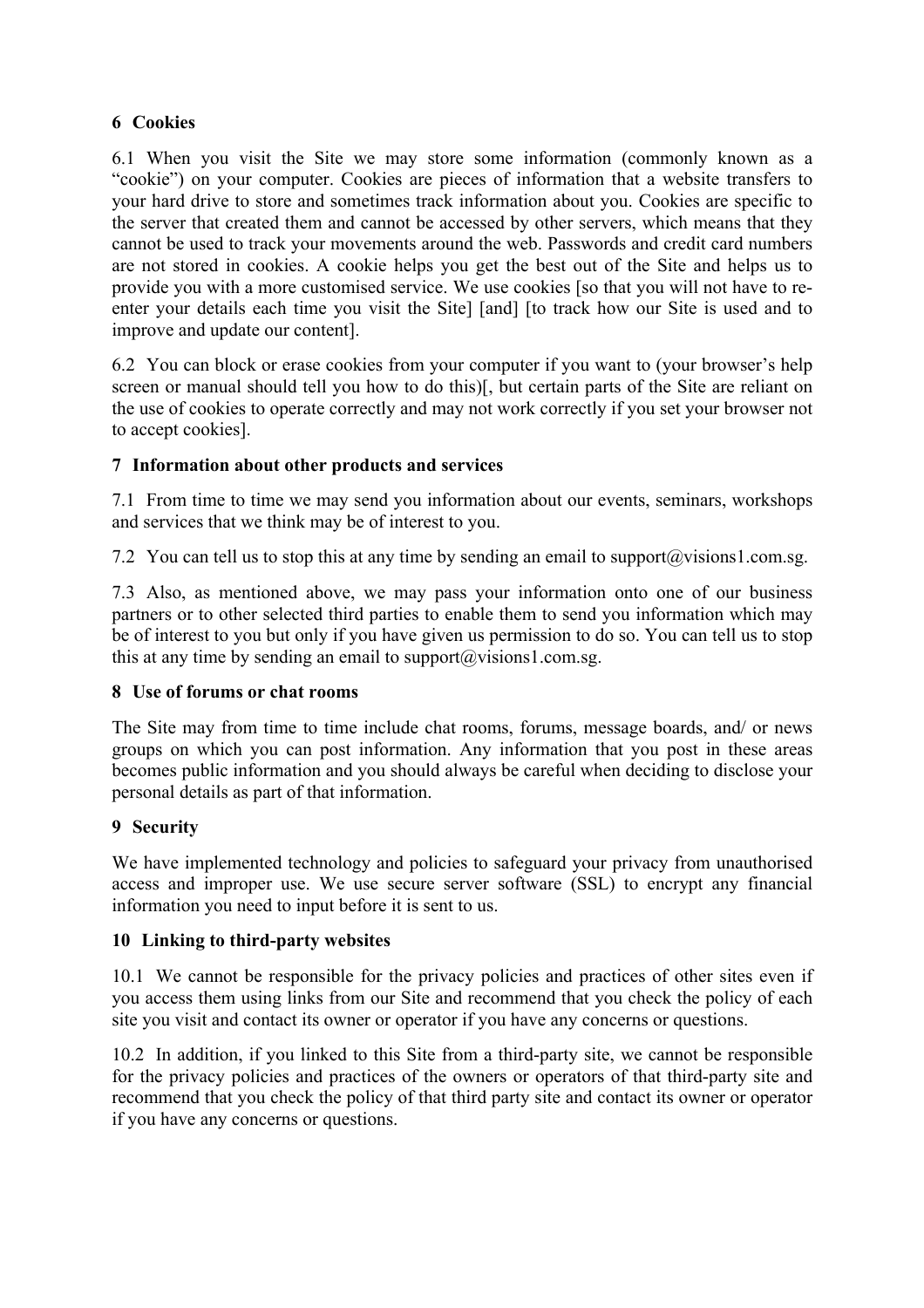## 6 Cookies

6.1 When you visit the Site we may store some information (commonly known as a "cookie") on your computer. Cookies are pieces of information that a website transfers to your hard drive to store and sometimes track information about you. Cookies are specific to the server that created them and cannot be accessed by other servers, which means that they cannot be used to track your movements around the web. Passwords and credit card numbers are not stored in cookies. A cookie helps you get the best out of the Site and helps us to provide you with a more customised service. We use cookies [so that you will not have to re-enter your details each time you visit the Site] [and] [to track how our Site is used and to improve and update our content].

6.2 You can block or erase cookies from your computer if you want to (your browser's help screen or manual should tell you how to do this)[, but certain parts of the Site are reliant on the use of cookies to operate correctly and may not work correctly if you set your browser not to accept cookies].

## 7 Information about other products and services

7.1 From time to time we may send you information about our events, seminars, workshops and services that we think may be of interest to you.

7.2 You can tell us to stop this at any time by sending an email to support@visions1.com.sg.

7.3 Also, as mentioned above, we may pass your information onto one of our business partners or to other selected third parties to enable them to send you information which may be of interest to you but only if you have given us permission to do so. You can tell us to stop this at any time by sending an email to support@visions1.com.sg.

## 8 Use of forums or chat rooms

The Site may from time to time include chat rooms, forums, message boards, and/ or news groups on which you can post information. Any information that you post in these areas becomes public information and you should always be careful when deciding to disclose your personal details as part of that information.

## 9 Security

We have implemented technology and policies to safeguard your privacy from unauthorised access and improper use. We use secure server software (SSL) to encrypt any financial information you need to input before it is sent to us.

## 10 Linking to third-party websites

10.1 We cannot be responsible for the privacy policies and practices of other sites even if you access them using links from our Site and recommend that you check the policy of each site you visit and contact its owner or operator if you have any concerns or questions.

10.2 In addition, if you linked to this Site from a third-party site, we cannot be responsible for the privacy policies and practices of the owners or operators of that third-party site and recommend that you check the policy of that third party site and contact its owner or operator if you have any concerns or questions.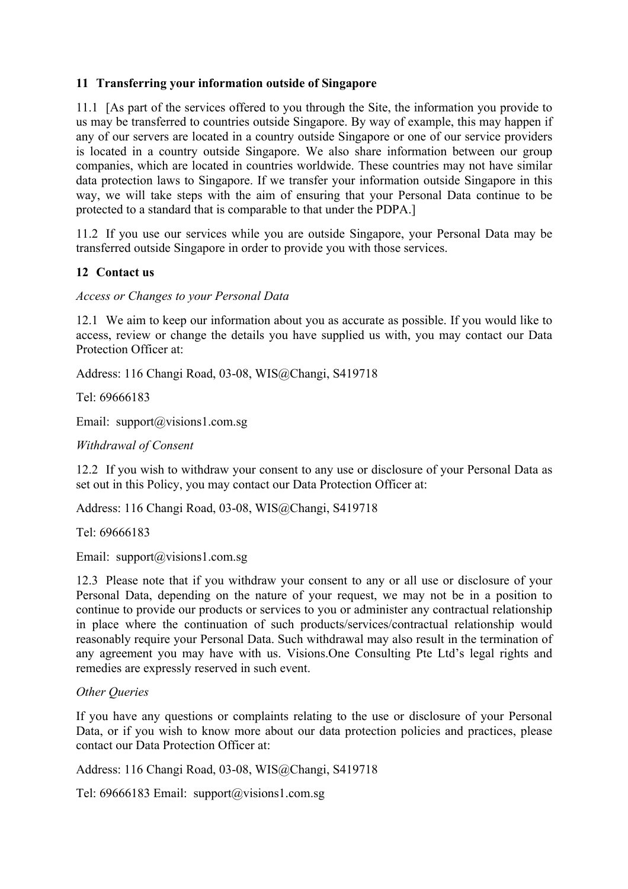## 11 Transferring your information outside of Singapore

11.1 [As part of the services offered to you through the Site, the information you provide to us may be transferred to countries outside Singapore. By way of example, this may happen if any of our servers are located in a country outside Singapore or one of our service providers is located in a country outside Singapore. We also share information between our group companies, which are located in countries worldwide. These countries may not have similar data protection laws to Singapore. If we transfer your information outside Singapore in this way, we will take steps with the aim of ensuring that your Personal Data continue to be protected to a standard that is comparable to that under the PDPA.]

11.2 If you use our services while you are outside Singapore, your Personal Data may be transferred outside Singapore in order to provide you with those services.

## 12 Contact us

*Access or Changes to your Personal Data*

12.1 We aim to keep our information about you as accurate as possible. If you would like to access, review or change the details you have supplied us with, you may contact our Data Protection Officer at:

Address: 116 Changi Road, 03-08, WIS@Changi, S419718

Tel: 69666183

Email: support@visions1.com.sg

*Withdrawal of Consent*

12.2 If you wish to withdraw your consent to any use or disclosure of your Personal Data as set out in this Policy, you may contact our Data Protection Officer at:

Address: 116 Changi Road, 03-08, WIS@Changi, S419718

Tel: 69666183

Email: support@visions1.com.sg

12.3 Please note that if you withdraw your consent to any or all use or disclosure of your Personal Data, depending on the nature of your request, we may not be in a position to continue to provide our products or services to you or administer any contractual relationship in place where the continuation of such products/services/contractual relationship would reasonably require your Personal Data. Such withdrawal may also result in the termination of any agreement you may have with us. Visions.One Consulting Pte Ltd's legal rights and remedies are expressly reserved in such event.

*Other Queries*

If you have any questions or complaints relating to the use or disclosure of your Personal Data, or if you wish to know more about our data protection policies and practices, please contact our Data Protection Officer at:

Address: 116 Changi Road, 03-08, WIS@Changi, S419718

Tel: 69666183 Email: support@visions1.com.sg